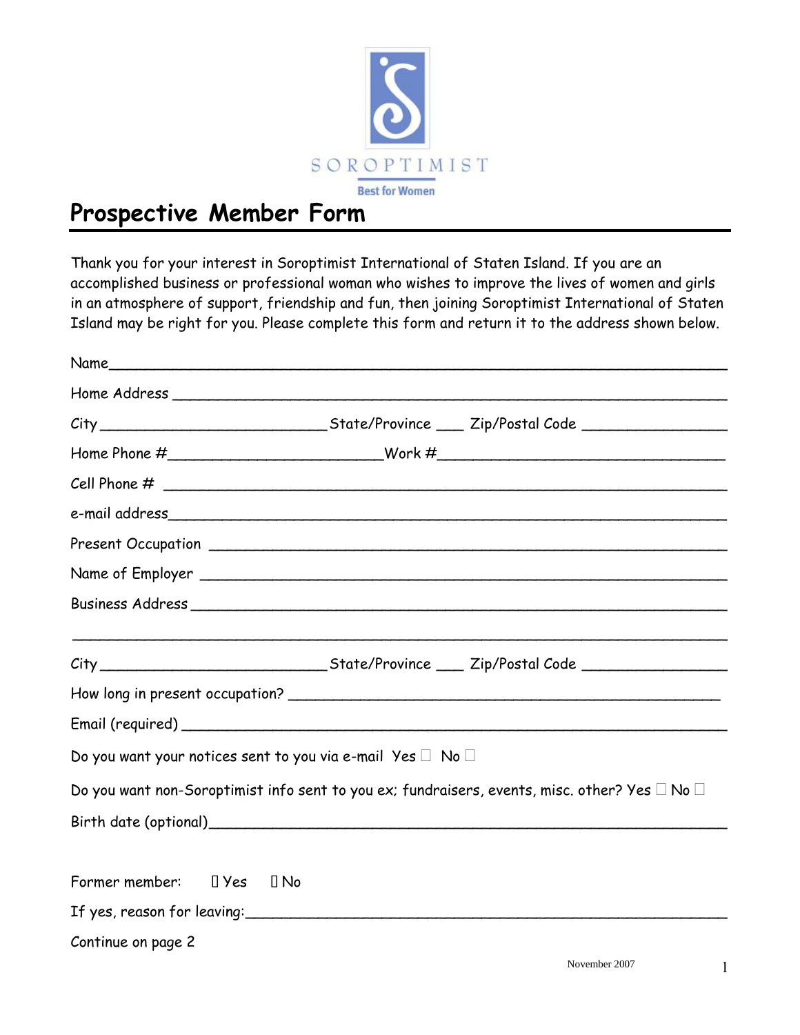SOROPTIMIST

Best for Women

# Prospective Member Form

Thank you for your interest in Soroptimist International of Staten Island. If you are an accomplished business or professional woman who wishes to improve the lives of women and girls in an atmosphere of support, friendship and fun, then joining Soroptimist International of Staten Island may be right for you. Please complete this form and return it to the address shown below.

Name_______________________________________________________________________

Home Address ________________________________________________________________

City ___________________________ State/Province ___ Zip/Postal Code ________________

Home Phone #________________________ Work #________________________________

Cell Phone # _________________________________________________________________

e-mail address________________________________________________________________

Present Occupation ____________________________________________________________

Name of Employer _____________________________________________________________

Business Address ______________________________________________________________

_____________________________________________________________________________

City ___________________________ State/Province ___ Zip/Postal Code ________________

How long in present occupation? ________________________________________________

Email (required) _______________________________________________________________

Do you want your notices sent to you via e-mail Yes ☐ No ☐

Do you want non-Soroptimist info sent to you ex; fundraisers, events, misc. other? Yes ☐ No ☐

Birth date (optional)___________________________________________________________

Former member: ☐ Yes ☐ No

If yes, reason for leaving:_______________________________________________________

Continue on page 2

November 2007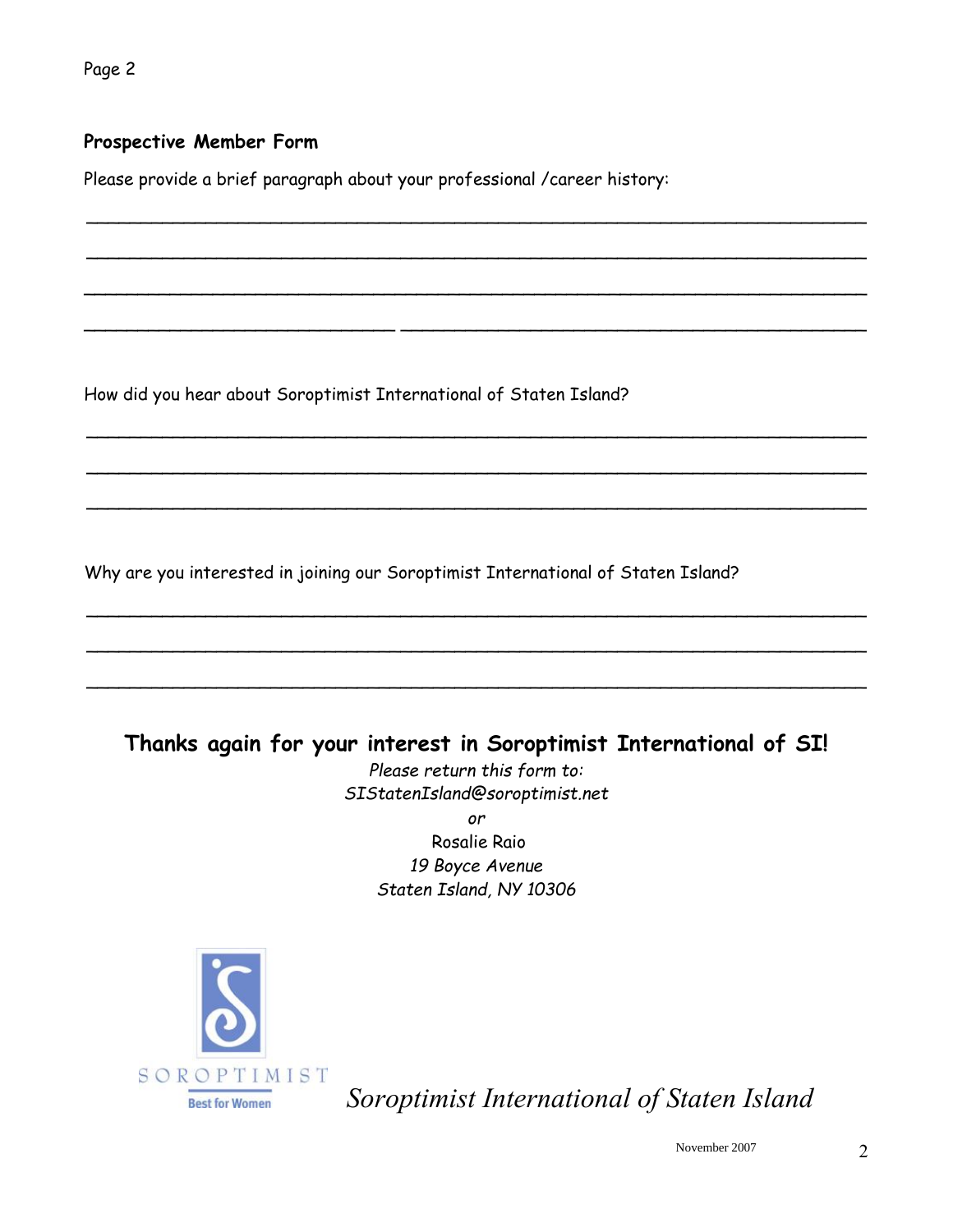### Prospective Member Form

Please provide a brief paragraph about your professional /career history:

\_\_\_\_\_\_\_\_\_\_\_\_\_\_\_\_\_\_\_\_\_\_\_\_\_\_\_\_\_\_\_\_\_\_\_\_\_\_\_\_\_\_\_\_\_\_\_\_\_\_\_\_\_\_\_\_\_\_\_\_\_\_\_\_\_\_

\_\_\_\_\_\_\_\_\_\_\_\_\_\_\_\_\_\_\_\_\_\_\_\_\_\_\_\_\_\_\_\_\_\_\_\_\_\_\_\_\_\_\_\_\_\_\_\_\_\_\_\_\_\_\_\_\_\_\_\_\_\_\_\_\_\_

\_\_\_\_\_\_\_\_\_\_\_\_\_\_\_\_\_\_\_\_\_\_\_\_\_\_\_\_\_\_\_\_\_\_\_\_\_\_\_\_\_\_\_\_\_\_\_\_\_\_\_\_\_\_\_\_\_\_\_\_\_\_\_\_\_\_

\_\_\_\_\_\_\_\_\_\_\_\_\_\_\_\_\_\_\_\_\_\_\_\_\_\_\_\_\_\_\_\_\_\_\_\_\_\_\_\_\_\_\_\_\_\_\_\_\_\_\_\_\_\_\_\_\_\_\_\_\_\_\_\_\_\_

How did you hear about Soroptimist International of Staten Island?

\_\_\_\_\_\_\_\_\_\_\_\_\_\_\_\_\_\_\_\_\_\_\_\_\_\_\_\_\_\_\_\_\_\_\_\_\_\_\_\_\_\_\_\_\_\_\_\_\_\_\_\_\_\_\_\_\_\_\_\_\_\_\_\_\_\_

\_\_\_\_\_\_\_\_\_\_\_\_\_\_\_\_\_\_\_\_\_\_\_\_\_\_\_\_\_\_\_\_\_\_\_\_\_\_\_\_\_\_\_\_\_\_\_\_\_\_\_\_\_\_\_\_\_\_\_\_\_\_\_\_\_\_

\_\_\_\_\_\_\_\_\_\_\_\_\_\_\_\_\_\_\_\_\_\_\_\_\_\_\_\_\_\_\_\_\_\_\_\_\_\_\_\_\_\_\_\_\_\_\_\_\_\_\_\_\_\_\_\_\_\_\_\_\_\_\_\_\_\_

Why are you interested in joining our Soroptimist International of Staten Island?

\_\_\_\_\_\_\_\_\_\_\_\_\_\_\_\_\_\_\_\_\_\_\_\_\_\_\_\_\_\_\_\_\_\_\_\_\_\_\_\_\_\_\_\_\_\_\_\_\_\_\_\_\_\_\_\_\_\_\_\_\_\_\_\_\_\_

\_\_\_\_\_\_\_\_\_\_\_\_\_\_\_\_\_\_\_\_\_\_\_\_\_\_\_\_\_\_\_\_\_\_\_\_\_\_\_\_\_\_\_\_\_\_\_\_\_\_\_\_\_\_\_\_\_\_\_\_\_\_\_\_\_\_

\_\_\_\_\_\_\_\_\_\_\_\_\_\_\_\_\_\_\_\_\_\_\_\_\_\_\_\_\_\_\_\_\_\_\_\_\_\_\_\_\_\_\_\_\_\_\_\_\_\_\_\_\_\_\_\_\_\_\_\_\_\_\_\_\_\_

**Thanks again for your interest in Soroptimist International of SI!**

*Please return this form to:*

*SIStatenIsland@soroptimist.net*

*or*

Rosalie Raio

*19 Boyce Avenue*

*Staten Island, NY 10306*

SOROPTIMIST

Best for Women

*Soroptimist International of Staten Island*

November 2007